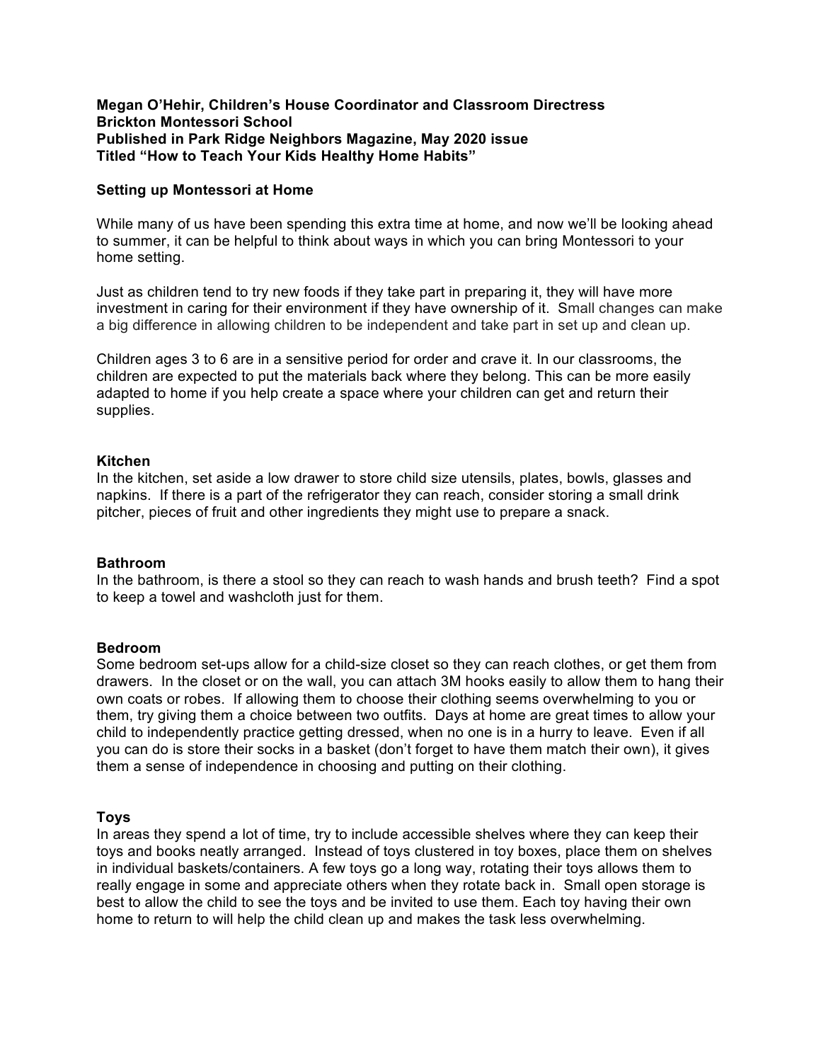**Megan O'Hehir, Children's House Coordinator and Classroom Directress**
**Brickton Montessori School**
**Published in Park Ridge Neighbors Magazine, May 2020 issue**
**Titled "How to Teach Your Kids Healthy Home Habits"**

## Setting up Montessori at Home

While many of us have been spending this extra time at home, and now we'll be looking ahead to summer, it can be helpful to think about ways in which you can bring Montessori to your home setting.

Just as children tend to try new foods if they take part in preparing it, they will have more investment in caring for their environment if they have ownership of it. Small changes can make a big difference in allowing children to be independent and take part in set up and clean up.

Children ages 3 to 6 are in a sensitive period for order and crave it. In our classrooms, the children are expected to put the materials back where they belong. This can be more easily adapted to home if you help create a space where your children can get and return their supplies.

### Kitchen

In the kitchen, set aside a low drawer to store child size utensils, plates, bowls, glasses and napkins. If there is a part of the refrigerator they can reach, consider storing a small drink pitcher, pieces of fruit and other ingredients they might use to prepare a snack.

### Bathroom

In the bathroom, is there a stool so they can reach to wash hands and brush teeth? Find a spot to keep a towel and washcloth just for them.

### Bedroom

Some bedroom set-ups allow for a child-size closet so they can reach clothes, or get them from drawers. In the closet or on the wall, you can attach 3M hooks easily to allow them to hang their own coats or robes. If allowing them to choose their clothing seems overwhelming to you or them, try giving them a choice between two outfits. Days at home are great times to allow your child to independently practice getting dressed, when no one is in a hurry to leave. Even if all you can do is store their socks in a basket (don't forget to have them match their own), it gives them a sense of independence in choosing and putting on their clothing.

### Toys

In areas they spend a lot of time, try to include accessible shelves where they can keep their toys and books neatly arranged. Instead of toys clustered in toy boxes, place them on shelves in individual baskets/containers. A few toys go a long way, rotating their toys allows them to really engage in some and appreciate others when they rotate back in. Small open storage is best to allow the child to see the toys and be invited to use them. Each toy having their own home to return to will help the child clean up and makes the task less overwhelming.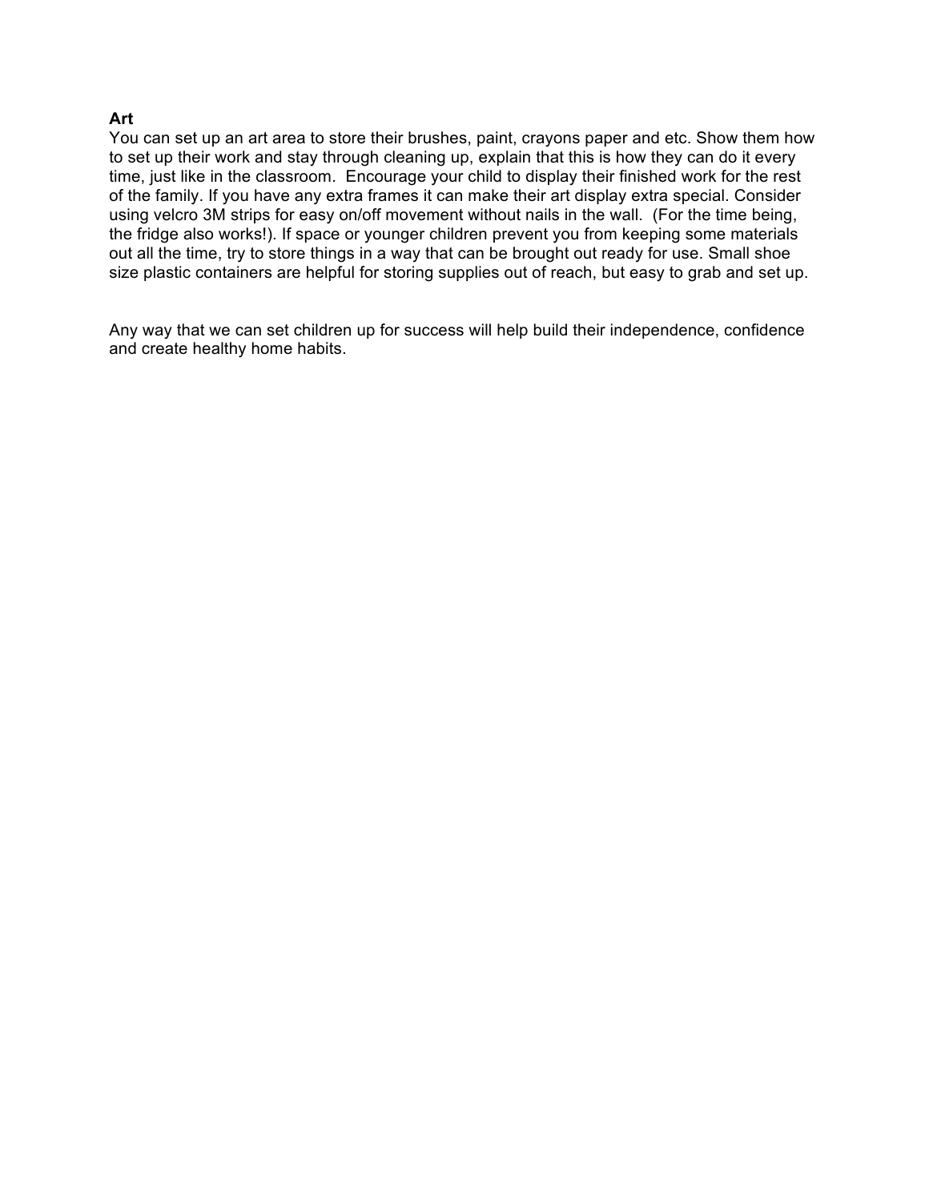**Art**

You can set up an art area to store their brushes, paint, crayons paper and etc. Show them how to set up their work and stay through cleaning up, explain that this is how they can do it every time, just like in the classroom. Encourage your child to display their finished work for the rest of the family. If you have any extra frames it can make their art display extra special. Consider using velcro 3M strips for easy on/off movement without nails in the wall. (For the time being, the fridge also works!). If space or younger children prevent you from keeping some materials out all the time, try to store things in a way that can be brought out ready for use. Small shoe size plastic containers are helpful for storing supplies out of reach, but easy to grab and set up.

Any way that we can set children up for success will help build their independence, confidence and create healthy home habits.